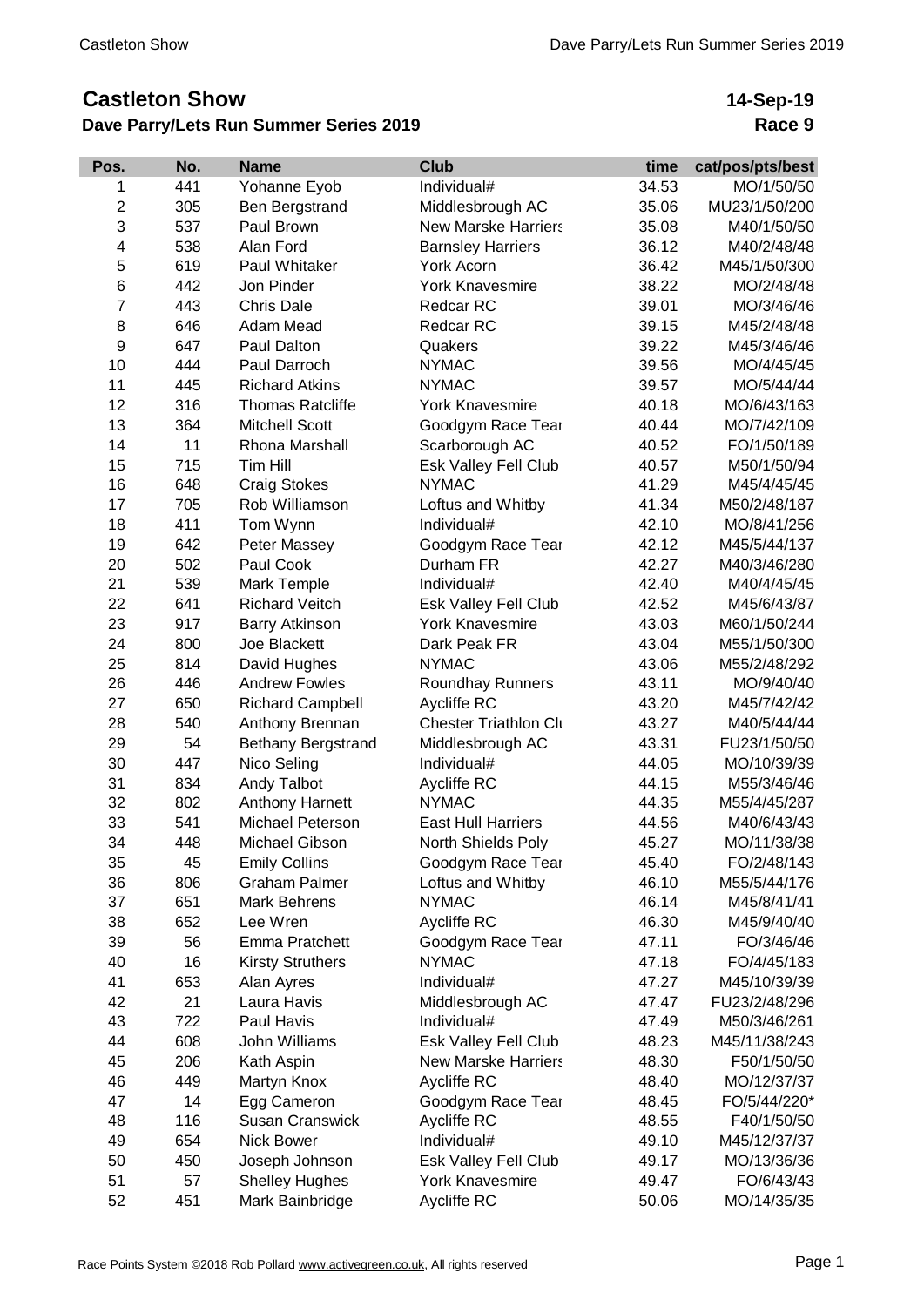# Castleton Show

## Dave Parry/Lets Run Summer Series 2019

**14-Sep-19**

**Race 9**

| Pos. | No. | Name | Club | time | cat/pos/pts/best |
|---|---|---|---|---|---|
| 1 | 441 | Yohanne Eyob | Individual# | 34.53 | MO/1/50/50 |
| 2 | 305 | Ben Bergstrand | Middlesbrough AC | 35.06 | MU23/1/50/200 |
| 3 | 537 | Paul Brown | New Marske Harriers | 35.08 | M40/1/50/50 |
| 4 | 538 | Alan Ford | Barnsley Harriers | 36.12 | M40/2/48/48 |
| 5 | 619 | Paul Whitaker | York Acorn | 36.42 | M45/1/50/300 |
| 6 | 442 | Jon Pinder | York Knavesmire | 38.22 | MO/2/48/48 |
| 7 | 443 | Chris Dale | Redcar RC | 39.01 | MO/3/46/46 |
| 8 | 646 | Adam Mead | Redcar RC | 39.15 | M45/2/48/48 |
| 9 | 647 | Paul Dalton | Quakers | 39.22 | M45/3/46/46 |
| 10 | 444 | Paul Darroch | NYMAC | 39.56 | MO/4/45/45 |
| 11 | 445 | Richard Atkins | NYMAC | 39.57 | MO/5/44/44 |
| 12 | 316 | Thomas Ratcliffe | York Knavesmire | 40.18 | MO/6/43/163 |
| 13 | 364 | Mitchell Scott | Goodgym Race Tear | 40.44 | MO/7/42/109 |
| 14 | 11 | Rhona Marshall | Scarborough AC | 40.52 | FO/1/50/189 |
| 15 | 715 | Tim Hill | Esk Valley Fell Club | 40.57 | M50/1/50/94 |
| 16 | 648 | Craig Stokes | NYMAC | 41.29 | M45/4/45/45 |
| 17 | 705 | Rob Williamson | Loftus and Whitby | 41.34 | M50/2/48/187 |
| 18 | 411 | Tom Wynn | Individual# | 42.10 | MO/8/41/256 |
| 19 | 642 | Peter Massey | Goodgym Race Tear | 42.12 | M45/5/44/137 |
| 20 | 502 | Paul Cook | Durham FR | 42.27 | M40/3/46/280 |
| 21 | 539 | Mark Temple | Individual# | 42.40 | M40/4/45/45 |
| 22 | 641 | Richard Veitch | Esk Valley Fell Club | 42.52 | M45/6/43/87 |
| 23 | 917 | Barry Atkinson | York Knavesmire | 43.03 | M60/1/50/244 |
| 24 | 800 | Joe Blackett | Dark Peak FR | 43.04 | M55/1/50/300 |
| 25 | 814 | David Hughes | NYMAC | 43.06 | M55/2/48/292 |
| 26 | 446 | Andrew Fowles | Roundhay Runners | 43.11 | MO/9/40/40 |
| 27 | 650 | Richard Campbell | Aycliffe RC | 43.20 | M45/7/42/42 |
| 28 | 540 | Anthony Brennan | Chester Triathlon Clu | 43.27 | M40/5/44/44 |
| 29 | 54 | Bethany Bergstrand | Middlesbrough AC | 43.31 | FU23/1/50/50 |
| 30 | 447 | Nico Seling | Individual# | 44.05 | MO/10/39/39 |
| 31 | 834 | Andy Talbot | Aycliffe RC | 44.15 | M55/3/46/46 |
| 32 | 802 | Anthony Harnett | NYMAC | 44.35 | M55/4/45/287 |
| 33 | 541 | Michael Peterson | East Hull Harriers | 44.56 | M40/6/43/43 |
| 34 | 448 | Michael Gibson | North Shields Poly | 45.27 | MO/11/38/38 |
| 35 | 45 | Emily Collins | Goodgym Race Tear | 45.40 | FO/2/48/143 |
| 36 | 806 | Graham Palmer | Loftus and Whitby | 46.10 | M55/5/44/176 |
| 37 | 651 | Mark Behrens | NYMAC | 46.14 | M45/8/41/41 |
| 38 | 652 | Lee Wren | Aycliffe RC | 46.30 | M45/9/40/40 |
| 39 | 56 | Emma Pratchett | Goodgym Race Tear | 47.11 | FO/3/46/46 |
| 40 | 16 | Kirsty Struthers | NYMAC | 47.18 | FO/4/45/183 |
| 41 | 653 | Alan Ayres | Individual# | 47.27 | M45/10/39/39 |
| 42 | 21 | Laura Havis | Middlesbrough AC | 47.47 | FU23/2/48/296 |
| 43 | 722 | Paul Havis | Individual# | 47.49 | M50/3/46/261 |
| 44 | 608 | John Williams | Esk Valley Fell Club | 48.23 | M45/11/38/243 |
| 45 | 206 | Kath Aspin | New Marske Harriers | 48.30 | F50/1/50/50 |
| 46 | 449 | Martyn Knox | Aycliffe RC | 48.40 | MO/12/37/37 |
| 47 | 14 | Egg Cameron | Goodgym Race Tear | 48.45 | FO/5/44/220* |
| 48 | 116 | Susan Cranswick | Aycliffe RC | 48.55 | F40/1/50/50 |
| 49 | 654 | Nick Bower | Individual# | 49.10 | M45/12/37/37 |
| 50 | 450 | Joseph Johnson | Esk Valley Fell Club | 49.17 | MO/13/36/36 |
| 51 | 57 | Shelley Hughes | York Knavesmire | 49.47 | FO/6/43/43 |
| 52 | 451 | Mark Bainbridge | Aycliffe RC | 50.06 | MO/14/35/35 |

Race Points System ©2018 Rob Pollard www.activegreen.co.uk, All rights reserved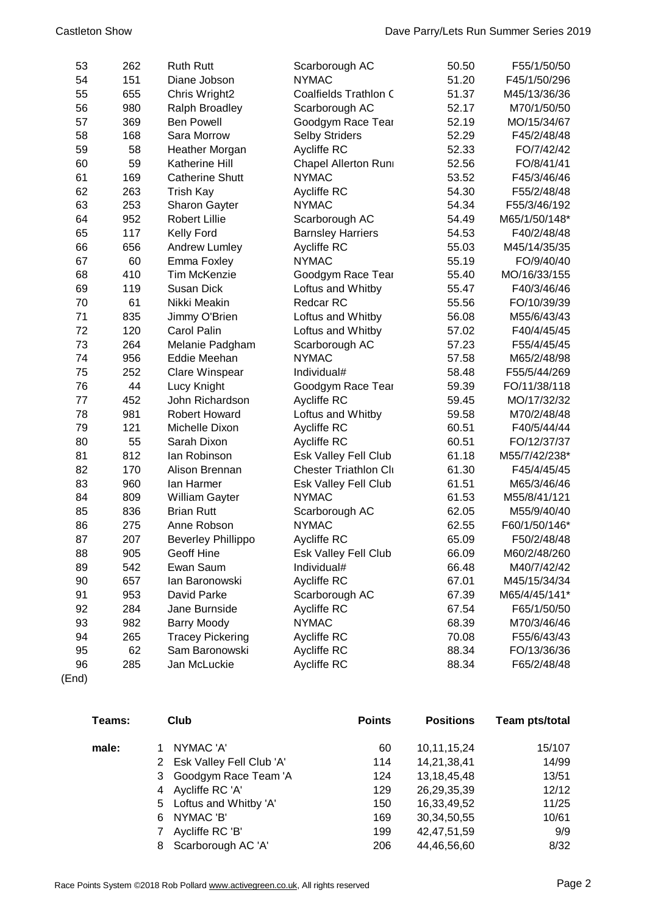| | | | | | |
|---|---|---|---|---|---|
| 53 | 262 | Ruth Rutt | Scarborough AC | 50.50 | F55/1/50/50 |
| 54 | 151 | Diane Jobson | NYMAC | 51.20 | F45/1/50/296 |
| 55 | 655 | Chris Wright2 | Coalfields Trathlon C | 51.37 | M45/13/36/36 |
| 56 | 980 | Ralph Broadley | Scarborough AC | 52.17 | M70/1/50/50 |
| 57 | 369 | Ben Powell | Goodgym Race Tear | 52.19 | MO/15/34/67 |
| 58 | 168 | Sara Morrow | Selby Striders | 52.29 | F45/2/48/48 |
| 59 | 58 | Heather Morgan | Aycliffe RC | 52.33 | FO/7/42/42 |
| 60 | 59 | Katherine Hill | Chapel Allerton Runi | 52.56 | FO/8/41/41 |
| 61 | 169 | Catherine Shutt | NYMAC | 53.52 | F45/3/46/46 |
| 62 | 263 | Trish Kay | Aycliffe RC | 54.30 | F55/2/48/48 |
| 63 | 253 | Sharon Gayter | NYMAC | 54.34 | F55/3/46/192 |
| 64 | 952 | Robert Lillie | Scarborough AC | 54.49 | M65/1/50/148* |
| 65 | 117 | Kelly Ford | Barnsley Harriers | 54.53 | F40/2/48/48 |
| 66 | 656 | Andrew Lumley | Aycliffe RC | 55.03 | M45/14/35/35 |
| 67 | 60 | Emma Foxley | NYMAC | 55.19 | FO/9/40/40 |
| 68 | 410 | Tim McKenzie | Goodgym Race Tear | 55.40 | MO/16/33/155 |
| 69 | 119 | Susan Dick | Loftus and Whitby | 55.47 | F40/3/46/46 |
| 70 | 61 | Nikki Meakin | Redcar RC | 55.56 | FO/10/39/39 |
| 71 | 835 | Jimmy O'Brien | Loftus and Whitby | 56.08 | M55/6/43/43 |
| 72 | 120 | Carol Palin | Loftus and Whitby | 57.02 | F40/4/45/45 |
| 73 | 264 | Melanie Padgham | Scarborough AC | 57.23 | F55/4/45/45 |
| 74 | 956 | Eddie Meehan | NYMAC | 57.58 | M65/2/48/98 |
| 75 | 252 | Clare Winspear | Individual# | 58.48 | F55/5/44/269 |
| 76 | 44 | Lucy Knight | Goodgym Race Tear | 59.39 | FO/11/38/118 |
| 77 | 452 | John Richardson | Aycliffe RC | 59.45 | MO/17/32/32 |
| 78 | 981 | Robert Howard | Loftus and Whitby | 59.58 | M70/2/48/48 |
| 79 | 121 | Michelle Dixon | Aycliffe RC | 60.51 | F40/5/44/44 |
| 80 | 55 | Sarah Dixon | Aycliffe RC | 60.51 | FO/12/37/37 |
| 81 | 812 | Ian Robinson | Esk Valley Fell Club | 61.18 | M55/7/42/238* |
| 82 | 170 | Alison Brennan | Chester Triathlon Clu | 61.30 | F45/4/45/45 |
| 83 | 960 | Ian Harmer | Esk Valley Fell Club | 61.51 | M65/3/46/46 |
| 84 | 809 | William Gayter | NYMAC | 61.53 | M55/8/41/121 |
| 85 | 836 | Brian Rutt | Scarborough AC | 62.05 | M55/9/40/40 |
| 86 | 275 | Anne Robson | NYMAC | 62.55 | F60/1/50/146* |
| 87 | 207 | Beverley Phillippo | Aycliffe RC | 65.09 | F50/2/48/48 |
| 88 | 905 | Geoff Hine | Esk Valley Fell Club | 66.09 | M60/2/48/260 |
| 89 | 542 | Ewan Saum | Individual# | 66.48 | M40/7/42/42 |
| 90 | 657 | Ian Baronowski | Aycliffe RC | 67.01 | M45/15/34/34 |
| 91 | 953 | David Parke | Scarborough AC | 67.39 | M65/4/45/141* |
| 92 | 284 | Jane Burnside | Aycliffe RC | 67.54 | F65/1/50/50 |
| 93 | 982 | Barry Moody | NYMAC | 68.39 | M70/3/46/46 |
| 94 | 265 | Tracey Pickering | Aycliffe RC | 70.08 | F55/6/43/43 |
| 95 | 62 | Sam Baronowski | Aycliffe RC | 88.34 | FO/13/36/36 |
| 96 | 285 | Jan McLuckie | Aycliffe RC | 88.34 | F65/2/48/48 |

(End)

| Teams: | | Club | Points | Positions | Team pts/total |
|---|---|---|---|---|---|
| male: | 1 | NYMAC 'A' | 60 | 10,11,15,24 | 15/107 |
| | 2 | Esk Valley Fell Club 'A' | 114 | 14,21,38,41 | 14/99 |
| | 3 | Goodgym Race Team 'A | 124 | 13,18,45,48 | 13/51 |
| | 4 | Aycliffe RC 'A' | 129 | 26,29,35,39 | 12/12 |
| | 5 | Loftus and Whitby 'A' | 150 | 16,33,49,52 | 11/25 |
| | 6 | NYMAC 'B' | 169 | 30,34,50,55 | 10/61 |
| | 7 | Aycliffe RC 'B' | 199 | 42,47,51,59 | 9/9 |
| | 8 | Scarborough AC 'A' | 206 | 44,46,56,60 | 8/32 |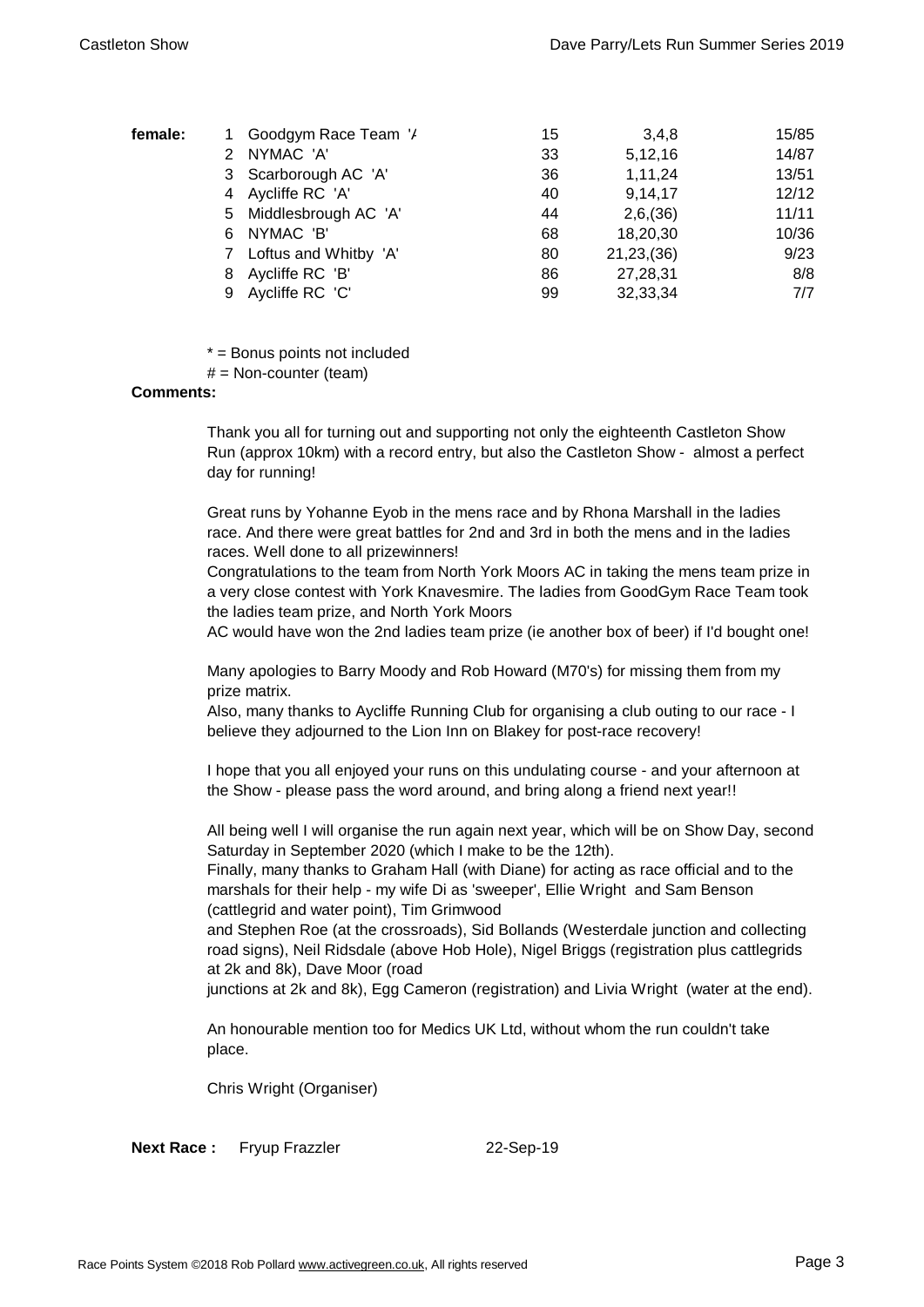| | | | | | |
|---|---|---|---|---|---|
| **female:** | 1 | Goodgym Race Team '/ | 15 | 3,4,8 | 15/85 |
| | 2 | NYMAC 'A' | 33 | 5,12,16 | 14/87 |
| | 3 | Scarborough AC 'A' | 36 | 1,11,24 | 13/51 |
| | 4 | Aycliffe RC 'A' | 40 | 9,14,17 | 12/12 |
| | 5 | Middlesbrough AC 'A' | 44 | 2,6,(36) | 11/11 |
| | 6 | NYMAC 'B' | 68 | 18,20,30 | 10/36 |
| | 7 | Loftus and Whitby 'A' | 80 | 21,23,(36) | 9/23 |
| | 8 | Aycliffe RC 'B' | 86 | 27,28,31 | 8/8 |
| | 9 | Aycliffe RC 'C' | 99 | 32,33,34 | 7/7 |

* = Bonus points not included

# = Non-counter (team)

**Comments:**

Thank you all for turning out and supporting not only the eighteenth Castleton Show Run (approx 10km) with a record entry, but also the Castleton Show - almost a perfect day for running!

Great runs by Yohanne Eyob in the mens race and by Rhona Marshall in the ladies race. And there were great battles for 2nd and 3rd in both the mens and in the ladies races. Well done to all prizewinners!

Congratulations to the team from North York Moors AC in taking the mens team prize in a very close contest with York Knavesmire. The ladies from GoodGym Race Team took the ladies team prize, and North York Moors AC would have won the 2nd ladies team prize (ie another box of beer) if I'd bought one!

Many apologies to Barry Moody and Rob Howard (M70's) for missing them from my prize matrix.

Also, many thanks to Aycliffe Running Club for organising a club outing to our race - I believe they adjourned to the Lion Inn on Blakey for post-race recovery!

I hope that you all enjoyed your runs on this undulating course - and your afternoon at the Show - please pass the word around, and bring along a friend next year!!

All being well I will organise the run again next year, which will be on Show Day, second Saturday in September 2020 (which I make to be the 12th).

Finally, many thanks to Graham Hall (with Diane) for acting as race official and to the marshals for their help - my wife Di as 'sweeper', Ellie Wright and Sam Benson (cattlegrid and water point), Tim Grimwood and Stephen Roe (at the crossroads), Sid Bollands (Westerdale junction and collecting road signs), Neil Ridsdale (above Hob Hole), Nigel Briggs (registration plus cattlegrids at 2k and 8k), Dave Moor (road junctions at 2k and 8k), Egg Cameron (registration) and Livia Wright (water at the end).

An honourable mention too for Medics UK Ltd, without whom the run couldn't take place.

Chris Wright (Organiser)

**Next Race :** Fryup Frazzler 22-Sep-19